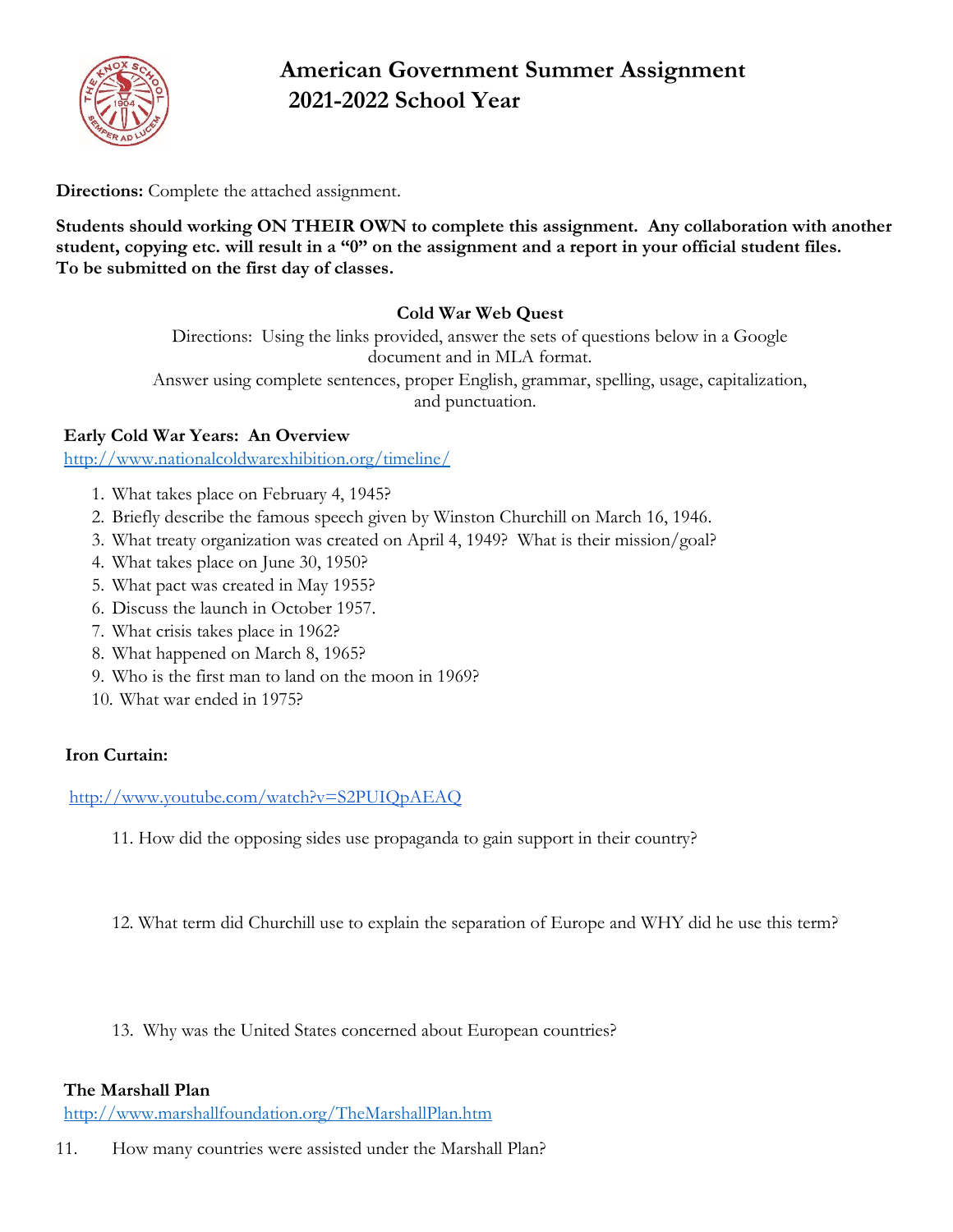# American Government Summer Assignment
## 2021-2022 School Year

**Directions:** Complete the attached assignment.

**Students should working ON THEIR OWN to complete this assignment. Any collaboration with another student, copying etc. will result in a "0" on the assignment and a report in your official student files. To be submitted on the first day of classes.**

### Cold War Web Quest

Directions: Using the links provided, answer the sets of questions below in a Google document and in MLA format.
Answer using complete sentences, proper English, grammar, spelling, usage, capitalization, and punctuation.

**Early Cold War Years: An Overview**
http://www.nationalcoldwarexhibition.org/timeline/

1. What takes place on February 4, 1945?
2. Briefly describe the famous speech given by Winston Churchill on March 16, 1946.
3. What treaty organization was created on April 4, 1949? What is their mission/goal?
4. What takes place on June 30, 1950?
5. What pact was created in May 1955?
6. Discuss the launch in October 1957.
7. What crisis takes place in 1962?
8. What happened on March 8, 1965?
9. Who is the first man to land on the moon in 1969?
10. What war ended in 1975?

**Iron Curtain:**

http://www.youtube.com/watch?v=S2PUIQpAEAQ

11. How did the opposing sides use propaganda to gain support in their country?

12. What term did Churchill use to explain the separation of Europe and WHY did he use this term?

13. Why was the United States concerned about European countries?

**The Marshall Plan**
http://www.marshallfoundation.org/TheMarshallPlan.htm

11. How many countries were assisted under the Marshall Plan?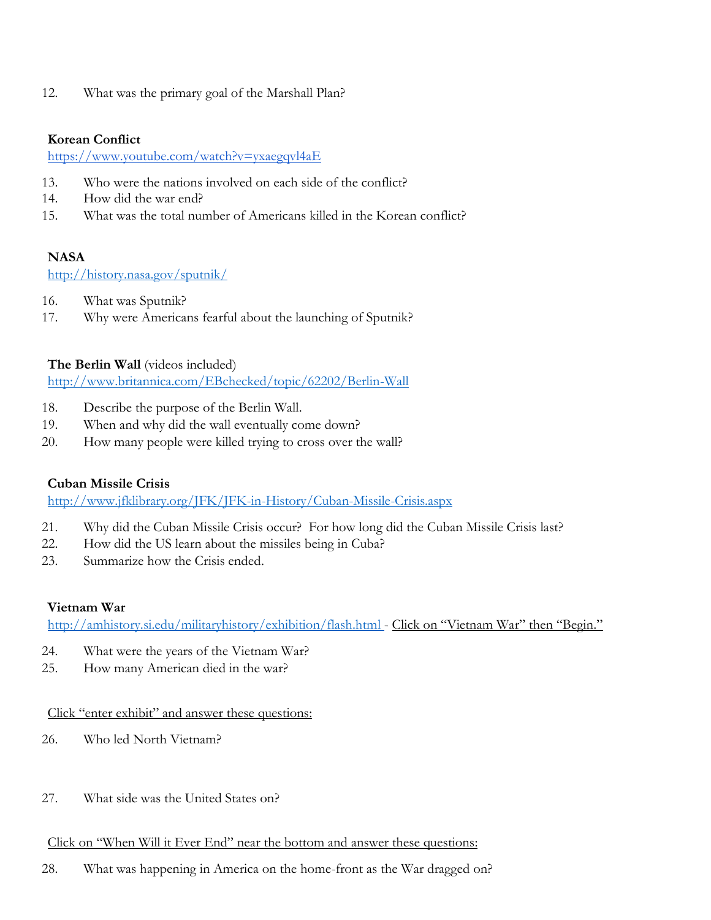12. What was the primary goal of the Marshall Plan?

**Korean Conflict**
[https://www.youtube.com/watch?v=yxaegqvl4aE](https://www.youtube.com/watch?v=yxaegqvl4aE)

13. Who were the nations involved on each side of the conflict?
14. How did the war end?
15. What was the total number of Americans killed in the Korean conflict?

**NASA**
[http://history.nasa.gov/sputnik/](http://history.nasa.gov/sputnik/)

16. What was Sputnik?
17. Why were Americans fearful about the launching of Sputnik?

**The Berlin Wall** (videos included)
[http://www.britannica.com/EBchecked/topic/62202/Berlin-Wall](http://www.britannica.com/EBchecked/topic/62202/Berlin-Wall)

18. Describe the purpose of the Berlin Wall.
19. When and why did the wall eventually come down?
20. How many people were killed trying to cross over the wall?

**Cuban Missile Crisis**
[http://www.jfklibrary.org/JFK/JFK-in-History/Cuban-Missile-Crisis.aspx](http://www.jfklibrary.org/JFK/JFK-in-History/Cuban-Missile-Crisis.aspx)

21. Why did the Cuban Missile Crisis occur? For how long did the Cuban Missile Crisis last?
22. How did the US learn about the missiles being in Cuba?
23. Summarize how the Crisis ended.

**Vietnam War**
[http://amhistory.si.edu/militaryhistory/exhibition/flash.html](http://amhistory.si.edu/militaryhistory/exhibition/flash.html) - Click on "Vietnam War" then "Begin."

24. What were the years of the Vietnam War?
25. How many American died in the war?

Click "enter exhibit" and answer these questions:

26. Who led North Vietnam?

27. What side was the United States on?

Click on "When Will it Ever End" near the bottom and answer these questions:

28. What was happening in America on the home-front as the War dragged on?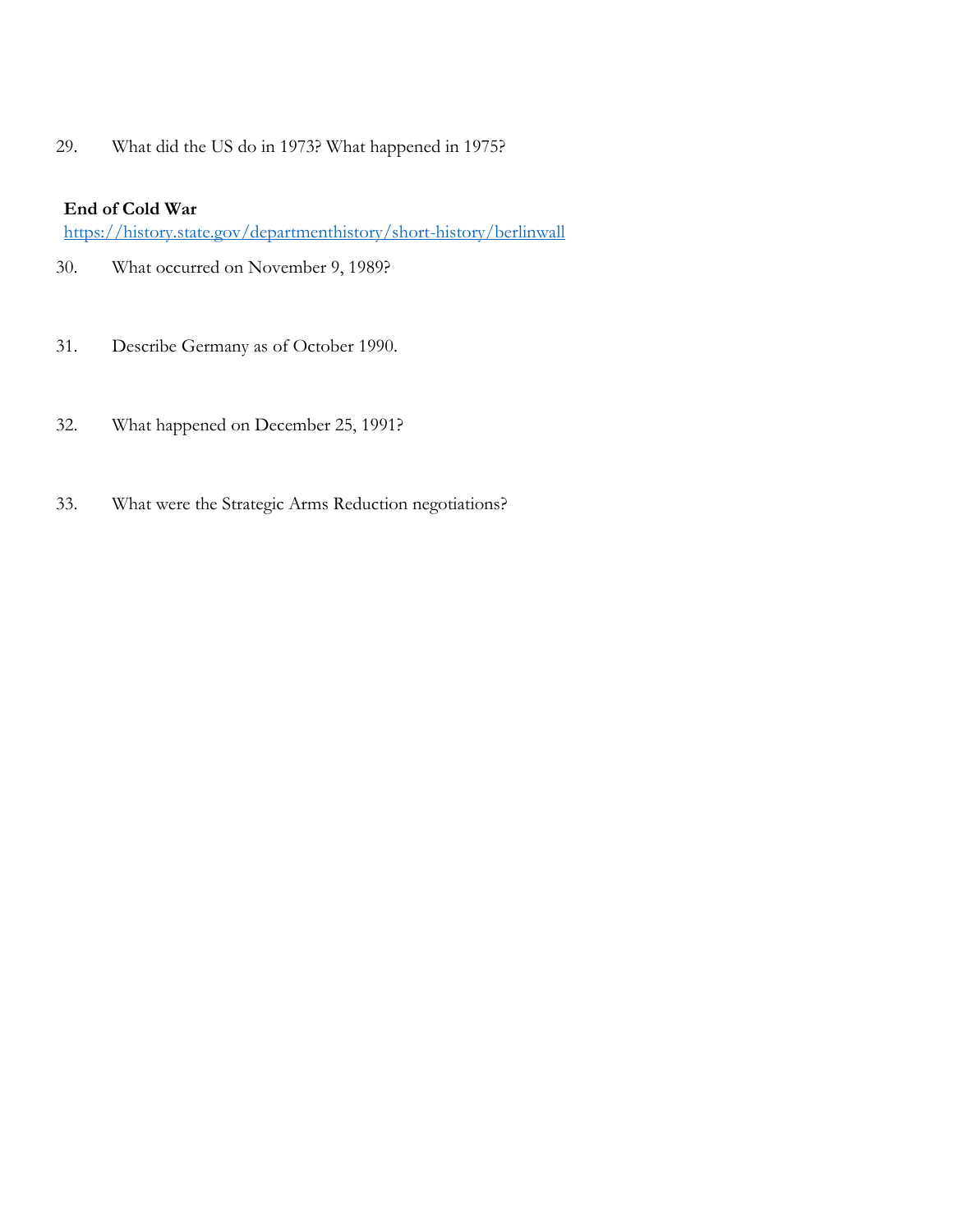29. What did the US do in 1973? What happened in 1975?

**End of Cold War**

https://history.state.gov/departmenthistory/short-history/berlinwall

30. What occurred on November 9, 1989?

31. Describe Germany as of October 1990.

32. What happened on December 25, 1991?

33. What were the Strategic Arms Reduction negotiations?